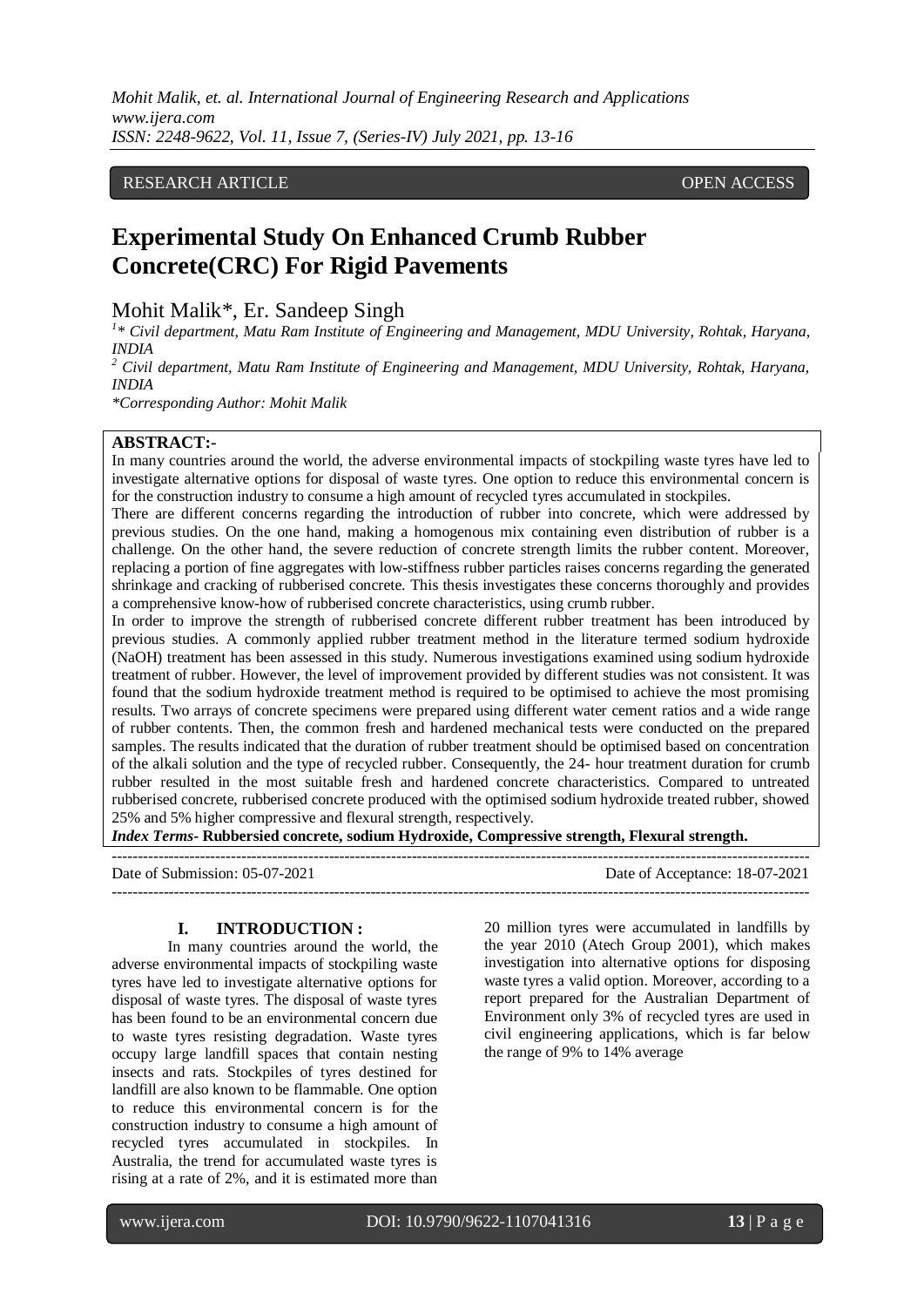RESEARCH ARTICLE OPEN ACCESS

# Experimental Study On Enhanced Crumb Rubber Concrete(CRC) For Rigid Pavements

Mohit Malik*, Er. Sandeep Singh

[1]* Civil department, Matu Ram Institute of Engineering and Management, MDU University, Rohtak, Haryana, INDIA

[2] Civil department, Matu Ram Institute of Engineering and Management, MDU University, Rohtak, Haryana, INDIA

*Corresponding Author: Mohit Malik

## ABSTRACT:-

In many countries around the world, the adverse environmental impacts of stockpiling waste tyres have led to investigate alternative options for disposal of waste tyres. One option to reduce this environmental concern is for the construction industry to consume a high amount of recycled tyres accumulated in stockpiles.

There are different concerns regarding the introduction of rubber into concrete, which were addressed by previous studies. On the one hand, making a homogenous mix containing even distribution of rubber is a challenge. On the other hand, the severe reduction of concrete strength limits the rubber content. Moreover, replacing a portion of fine aggregates with low-stiffness rubber particles raises concerns regarding the generated shrinkage and cracking of rubberised concrete. This thesis investigates these concerns thoroughly and provides a comprehensive know-how of rubberised concrete characteristics, using crumb rubber.

In order to improve the strength of rubberised concrete different rubber treatment has been introduced by previous studies. A commonly applied rubber treatment method in the literature termed sodium hydroxide (NaOH) treatment has been assessed in this study. Numerous investigations examined using sodium hydroxide treatment of rubber. However, the level of improvement provided by different studies was not consistent. It was found that the sodium hydroxide treatment method is required to be optimised to achieve the most promising results. Two arrays of concrete specimens were prepared using different water cement ratios and a wide range of rubber contents. Then, the common fresh and hardened mechanical tests were conducted on the prepared samples. The results indicated that the duration of rubber treatment should be optimised based on concentration of the alkali solution and the type of recycled rubber. Consequently, the 24- hour treatment duration for crumb rubber resulted in the most suitable fresh and hardened concrete characteristics. Compared to untreated rubberised concrete, rubberised concrete produced with the optimised sodium hydroxide treated rubber, showed 25% and 5% higher compressive and flexural strength, respectively.

***Index Terms-* Rubbersied concrete, sodium Hydroxide, Compressive strength, Flexural strength.**

---

Date of Submission: 05-07-2021 Date of Acceptance: 18-07-2021

---

## I. INTRODUCTION :

In many countries around the world, the adverse environmental impacts of stockpiling waste tyres have led to investigate alternative options for disposal of waste tyres. The disposal of waste tyres has been found to be an environmental concern due to waste tyres resisting degradation. Waste tyres occupy large landfill spaces that contain nesting insects and rats. Stockpiles of tyres destined for landfill are also known to be flammable. One option to reduce this environmental concern is for the construction industry to consume a high amount of recycled tyres accumulated in stockpiles. In Australia, the trend for accumulated waste tyres is rising at a rate of 2%, and it is estimated more than 20 million tyres were accumulated in landfills by the year 2010 (Atech Group 2001), which makes investigation into alternative options for disposing waste tyres a valid option. Moreover, according to a report prepared for the Australian Department of Environment only 3% of recycled tyres are used in civil engineering applications, which is far below the range of 9% to 14% average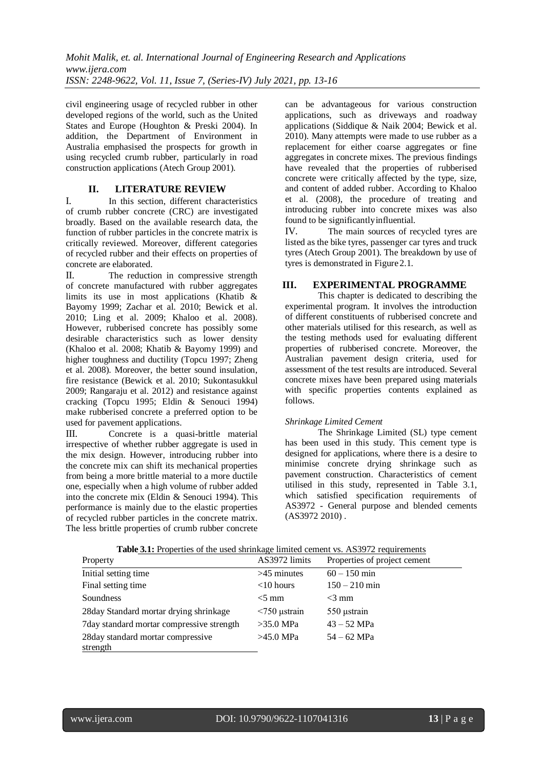civil engineering usage of recycled rubber in other developed regions of the world, such as the United States and Europe (Houghton & Preski 2004). In addition, the Department of Environment in Australia emphasised the prospects for growth in using recycled crumb rubber, particularly in road construction applications (Atech Group 2001).

## II. LITERATURE REVIEW

I. In this section, different characteristics of crumb rubber concrete (CRC) are investigated broadly. Based on the available research data, the function of rubber particles in the concrete matrix is critically reviewed. Moreover, different categories of recycled rubber and their effects on properties of concrete are elaborated.

II. The reduction in compressive strength of concrete manufactured with rubber aggregates limits its use in most applications (Khatib & Bayomy 1999; Zachar et al. 2010; Bewick et al. 2010; Ling et al. 2009; Khaloo et al. 2008). However, rubberised concrete has possibly some desirable characteristics such as lower density (Khaloo et al. 2008; Khatib & Bayomy 1999) and higher toughness and ductility (Topcu 1997; Zheng et al. 2008). Moreover, the better sound insulation, fire resistance (Bewick et al. 2010; Sukontasukkul 2009; Rangaraju et al. 2012) and resistance against cracking (Topcu 1995; Eldin & Senouci 1994) make rubberised concrete a preferred option to be used for pavement applications.

III. Concrete is a quasi-brittle material irrespective of whether rubber aggregate is used in the mix design. However, introducing rubber into the concrete mix can shift its mechanical properties from being a more brittle material to a more ductile one, especially when a high volume of rubber added into the concrete mix (Eldin & Senouci 1994). This performance is mainly due to the elastic properties of recycled rubber particles in the concrete matrix. The less brittle properties of crumb rubber concrete can be advantageous for various construction applications, such as driveways and roadway applications (Siddique & Naik 2004; Bewick et al. 2010). Many attempts were made to use rubber as a replacement for either coarse aggregates or fine aggregates in concrete mixes. The previous findings have revealed that the properties of rubberised concrete were critically affected by the type, size, and content of added rubber. According to Khaloo et al. (2008), the procedure of treating and introducing rubber into concrete mixes was also found to be significantly influential.

IV. The main sources of recycled tyres are listed as the bike tyres, passenger car tyres and truck tyres (Atech Group 2001). The breakdown by use of tyres is demonstrated in Figure 2.1.

## III. EXPERIMENTAL PROGRAMME

This chapter is dedicated to describing the experimental program. It involves the introduction of different constituents of rubberised concrete and other materials utilised for this research, as well as the testing methods used for evaluating different properties of rubberised concrete. Moreover, the Australian pavement design criteria, used for assessment of the test results are introduced. Several concrete mixes have been prepared using materials with specific properties contents explained as follows.

*Shrinkage Limited Cement*

The Shrinkage Limited (SL) type cement has been used in this study. This cement type is designed for applications, where there is a desire to minimise concrete drying shrinkage such as pavement construction. Characteristics of cement utilised in this study, represented in Table 3.1, which satisfied specification requirements of AS3972 - General purpose and blended cements (AS3972 2010) .

**Table 3.1:** Properties of the used shrinkage limited cement vs. AS3972 requirements

| Property | AS3972 limits | Properties of project cement |
|---|---|---|
| Initial setting time | >45 minutes | 60 – 150 min |
| Final setting time | <10 hours | 150 – 210 min |
| Soundness | <5 mm | <3 mm |
| 28day Standard mortar drying shrinkage | <750 μstrain | 550 μstrain |
| 7day standard mortar compressive strength | >35.0 MPa | 43 – 52 MPa |
| 28day standard mortar compressive strength | >45.0 MPa | 54 – 62 MPa |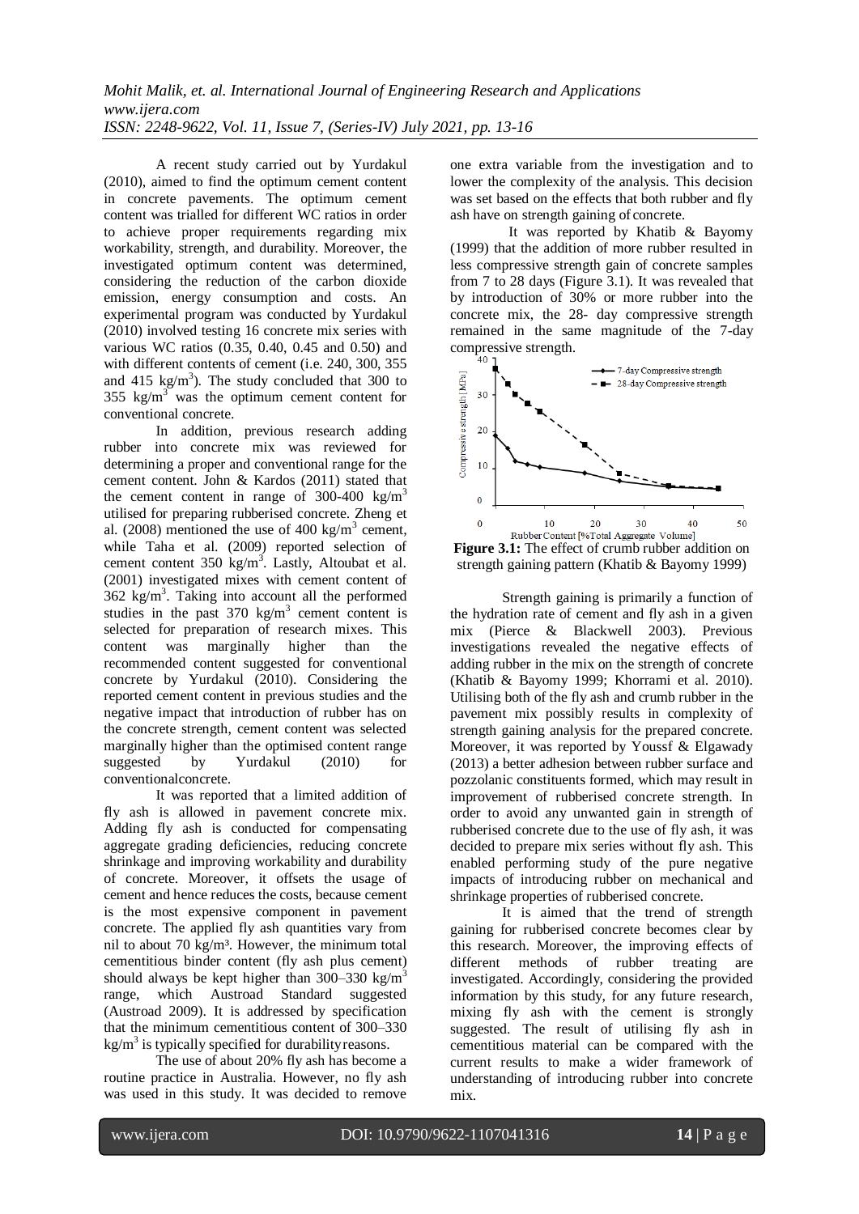A recent study carried out by Yurdakul (2010), aimed to find the optimum cement content in concrete pavements. The optimum cement content was trialled for different WC ratios in order to achieve proper requirements regarding mix workability, strength, and durability. Moreover, the investigated optimum content was determined, considering the reduction of the carbon dioxide emission, energy consumption and costs. An experimental program was conducted by Yurdakul (2010) involved testing 16 concrete mix series with various WC ratios (0.35, 0.40, 0.45 and 0.50) and with different contents of cement (i.e. 240, 300, 355 and 415 $kg/m^3$). The study concluded that 300 to 355 $kg/m^3$ was the optimum cement content for conventional concrete.

In addition, previous research adding rubber into concrete mix was reviewed for determining a proper and conventional range for the cement content. John & Kardos (2011) stated that the cement content in range of 300-400 $kg/m^3$ utilised for preparing rubberised concrete. Zheng et al. (2008) mentioned the use of 400 $kg/m^3$ cement, while Taha et al. (2009) reported selection of cement content 350 $kg/m^3$. Lastly, Altoubat et al. (2001) investigated mixes with cement content of 362 $kg/m^3$. Taking into account all the performed studies in the past 370 $kg/m^3$ cement content is selected for preparation of research mixes. This content was marginally higher than the recommended content suggested for conventional concrete by Yurdakul (2010). Considering the reported cement content in previous studies and the negative impact that introduction of rubber has on the concrete strength, cement content was selected marginally higher than the optimised content range suggested by Yurdakul (2010) for conventionalconcrete.

It was reported that a limited addition of fly ash is allowed in pavement concrete mix. Adding fly ash is conducted for compensating aggregate grading deficiencies, reducing concrete shrinkage and improving workability and durability of concrete. Moreover, it offsets the usage of cement and hence reduces the costs, because cement is the most expensive component in pavement concrete. The applied fly ash quantities vary from nil to about 70 $kg/m^3$. However, the minimum total cementitious binder content (fly ash plus cement) should always be kept higher than 300–330 $kg/m^3$ range, which Austroad Standard suggested (Austroad 2009). It is addressed by specification that the minimum cementitious content of 300–330 $kg/m^3$ is typically specified for durabilityreasons.

The use of about 20% fly ash has become a routine practice in Australia. However, no fly ash was used in this study. It was decided to remove one extra variable from the investigation and to lower the complexity of the analysis. This decision was set based on the effects that both rubber and fly ash have on strength gaining of concrete.

It was reported by Khatib & Bayomy (1999) that the addition of more rubber resulted in less compressive strength gain of concrete samples from 7 to 28 days (Figure 3.1). It was revealed that by introduction of 30% or more rubber into the concrete mix, the 28- day compressive strength remained in the same magnitude of the 7-day compressive strength.

**Figure 3.1:** The effect of crumb rubber addition on strength gaining pattern (Khatib & Bayomy 1999)

Strength gaining is primarily a function of the hydration rate of cement and fly ash in a given mix (Pierce & Blackwell 2003). Previous investigations revealed the negative effects of adding rubber in the mix on the strength of concrete (Khatib & Bayomy 1999; Khorrami et al. 2010). Utilising both of the fly ash and crumb rubber in the pavement mix possibly results in complexity of strength gaining analysis for the prepared concrete. Moreover, it was reported by Youssf & Elgawady (2013) a better adhesion between rubber surface and pozzolanic constituents formed, which may result in improvement of rubberised concrete strength. In order to avoid any unwanted gain in strength of rubberised concrete due to the use of fly ash, it was decided to prepare mix series without fly ash. This enabled performing study of the pure negative impacts of introducing rubber on mechanical and shrinkage properties of rubberised concrete.

It is aimed that the trend of strength gaining for rubberised concrete becomes clear by this research. Moreover, the improving effects of different methods of rubber treating are investigated. Accordingly, considering the provided information by this study, for any future research, mixing fly ash with the cement is strongly suggested. The result of utilising fly ash in cementitious material can be compared with the current results to make a wider framework of understanding of introducing rubber into concrete mix.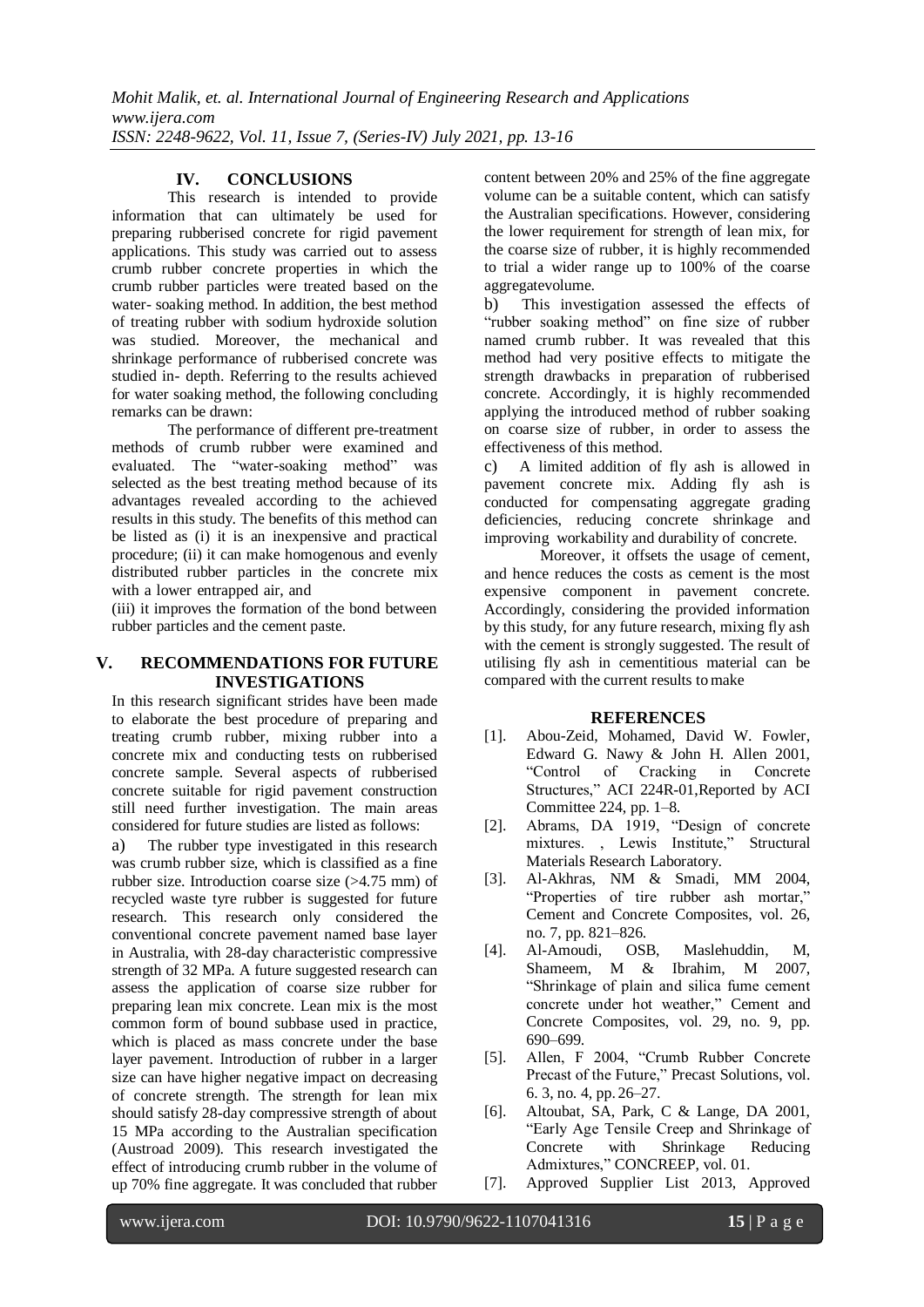## IV. CONCLUSIONS

This research is intended to provide information that can ultimately be used for preparing rubberised concrete for rigid pavement applications. This study was carried out to assess crumb rubber concrete properties in which the crumb rubber particles were treated based on the water- soaking method. In addition, the best method of treating rubber with sodium hydroxide solution was studied. Moreover, the mechanical and shrinkage performance of rubberised concrete was studied in- depth. Referring to the results achieved for water soaking method, the following concluding remarks can be drawn:

The performance of different pre-treatment methods of crumb rubber were examined and evaluated. The "water-soaking method" was selected as the best treating method because of its advantages revealed according to the achieved results in this study. The benefits of this method can be listed as (i) it is an inexpensive and practical procedure; (ii) it can make homogenous and evenly distributed rubber particles in the concrete mix with a lower entrapped air, and

(iii) it improves the formation of the bond between rubber particles and the cement paste.

## V. RECOMMENDATIONS FOR FUTURE INVESTIGATIONS

In this research significant strides have been made to elaborate the best procedure of preparing and treating crumb rubber, mixing rubber into a concrete mix and conducting tests on rubberised concrete sample. Several aspects of rubberised concrete suitable for rigid pavement construction still need further investigation. The main areas considered for future studies are listed as follows:

a) The rubber type investigated in this research was crumb rubber size, which is classified as a fine rubber size. Introduction coarse size (>4.75 mm) of recycled waste tyre rubber is suggested for future research. This research only considered the conventional concrete pavement named base layer in Australia, with 28-day characteristic compressive strength of 32 MPa. A future suggested research can assess the application of coarse size rubber for preparing lean mix concrete. Lean mix is the most common form of bound subbase used in practice, which is placed as mass concrete under the base layer pavement. Introduction of rubber in a larger size can have higher negative impact on decreasing of concrete strength. The strength for lean mix should satisfy 28-day compressive strength of about 15 MPa according to the Australian specification (Austroad 2009). This research investigated the effect of introducing crumb rubber in the volume of up 70% fine aggregate. It was concluded that rubber content between 20% and 25% of the fine aggregate volume can be a suitable content, which can satisfy the Australian specifications. However, considering the lower requirement for strength of lean mix, for the coarse size of rubber, it is highly recommended to trial a wider range up to 100% of the coarse aggregatevolume.

b) This investigation assessed the effects of "rubber soaking method" on fine size of rubber named crumb rubber. It was revealed that this method had very positive effects to mitigate the strength drawbacks in preparation of rubberised concrete. Accordingly, it is highly recommended applying the introduced method of rubber soaking on coarse size of rubber, in order to assess the effectiveness of this method.

c) A limited addition of fly ash is allowed in pavement concrete mix. Adding fly ash is conducted for compensating aggregate grading deficiencies, reducing concrete shrinkage and improving workability and durability of concrete.

Moreover, it offsets the usage of cement, and hence reduces the costs as cement is the most expensive component in pavement concrete. Accordingly, considering the provided information by this study, for any future research, mixing fly ash with the cement is strongly suggested. The result of utilising fly ash in cementitious material can be compared with the current results to make

## REFERENCES

[1]. Abou-Zeid, Mohamed, David W. Fowler, Edward G. Nawy & John H. Allen 2001, "Control of Cracking in Concrete Structures," ACI 224R-01,Reported by ACI Committee 224, pp. 1–8.

[2]. Abrams, DA 1919, "Design of concrete mixtures. , Lewis Institute," Structural Materials Research Laboratory.

[3]. Al-Akhras, NM & Smadi, MM 2004, "Properties of tire rubber ash mortar," Cement and Concrete Composites, vol. 26, no. 7, pp. 821–826.

[4]. Al-Amoudi, OSB, Maslehuddin, M, Shameem, M & Ibrahim, M 2007, "Shrinkage of plain and silica fume cement concrete under hot weather," Cement and Concrete Composites, vol. 29, no. 9, pp. 690–699.

[5]. Allen, F 2004, "Crumb Rubber Concrete Precast of the Future," Precast Solutions, vol. 6. 3, no. 4, pp. 26–27.

[6]. Altoubat, SA, Park, C & Lange, DA 2001, "Early Age Tensile Creep and Shrinkage of Concrete with Shrinkage Reducing Admixtures," CONCREEP, vol. 01.

[7]. Approved Supplier List 2013, Approved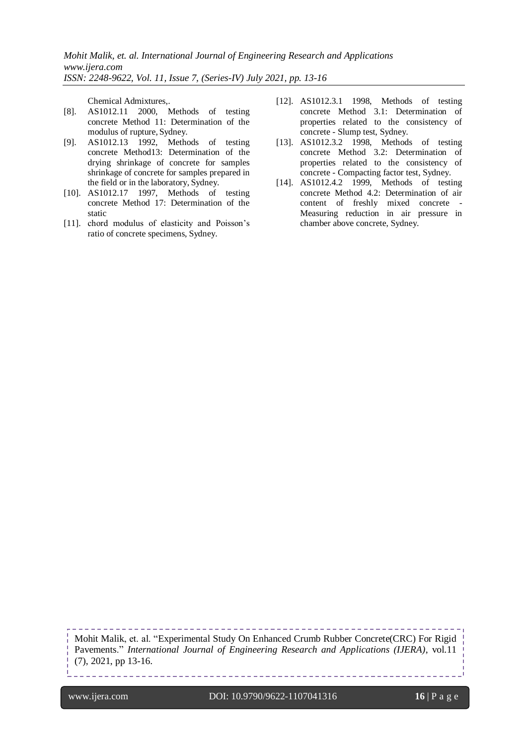Chemical Admixtures,.

[8]. AS1012.11 2000, Methods of testing concrete Method 11: Determination of the modulus of rupture, Sydney.

[9]. AS1012.13 1992, Methods of testing concrete Method13: Determination of the drying shrinkage of concrete for samples shrinkage of concrete for samples prepared in the field or in the laboratory, Sydney.

[10]. AS1012.17 1997, Methods of testing concrete Method 17: Determination of the static

[11]. chord modulus of elasticity and Poisson's ratio of concrete specimens, Sydney.

[12]. AS1012.3.1 1998, Methods of testing concrete Method 3.1: Determination of properties related to the consistency of concrete - Slump test, Sydney.

[13]. AS1012.3.2 1998, Methods of testing concrete Method 3.2: Determination of properties related to the consistency of concrete - Compacting factor test, Sydney.

[14]. AS1012.4.2 1999, Methods of testing concrete Method 4.2: Determination of air content of freshly mixed concrete - Measuring reduction in air pressure in chamber above concrete, Sydney.

Mohit Malik, et. al. "Experimental Study On Enhanced Crumb Rubber Concrete(CRC) For Rigid Pavements." *International Journal of Engineering Research and Applications (IJERA)*, vol.11 (7), 2021, pp 13-16.